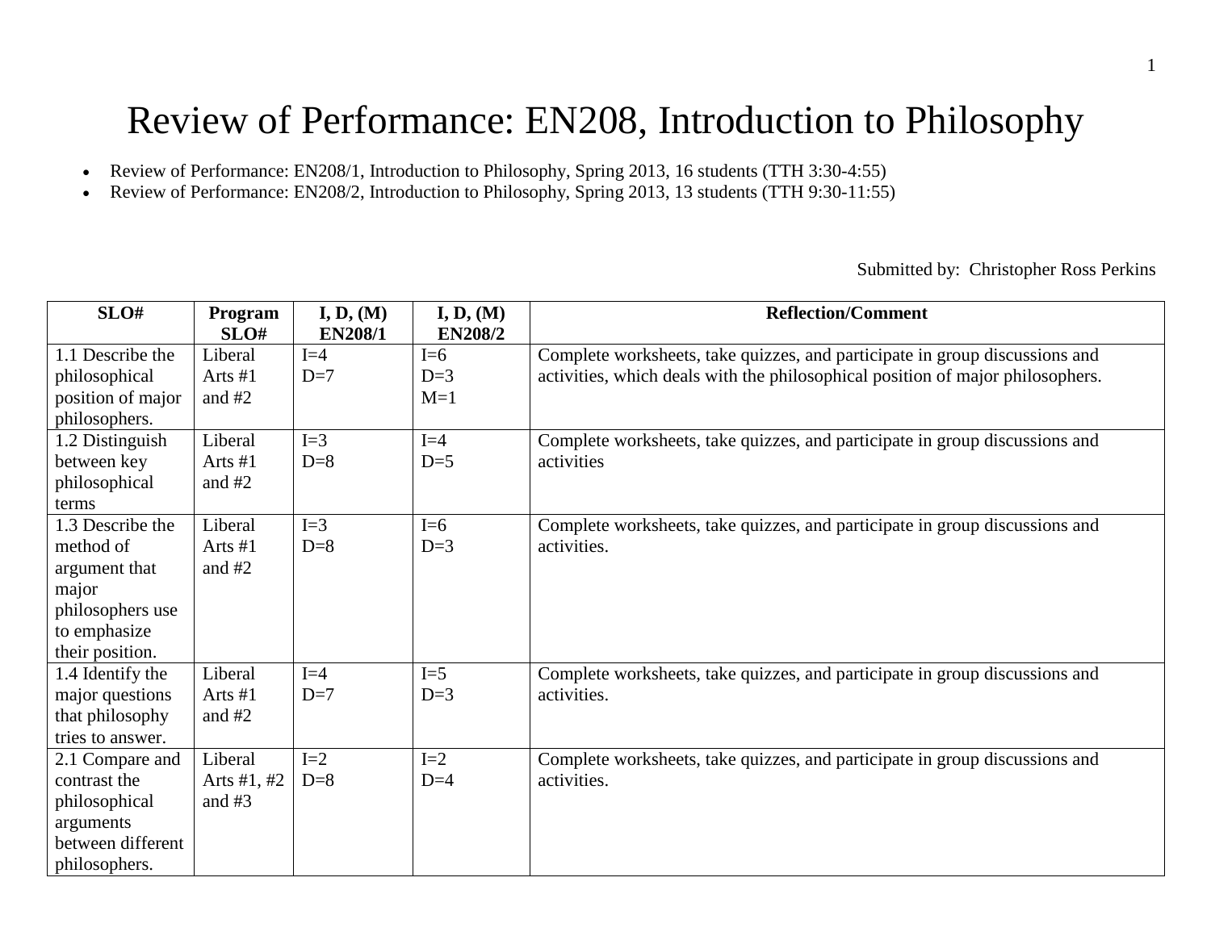# Review of Performance: EN208, Introduction to Philosophy

- Review of Performance: EN208/1, Introduction to Philosophy, Spring 2013, 16 students (TTH 3:30-4:55)
- Review of Performance: EN208/2, Introduction to Philosophy, Spring 2013, 13 students (TTH 9:30-11:55)

Submitted by: Christopher Ross Perkins

| SLO# | Program SLO# | I, D, (M) EN208/1 | I, D, (M) EN208/2 | Reflection/Comment |
|---|---|---|---|---|
| 1.1 Describe the philosophical position of major philosophers. | Liberal Arts #1 and #2 | I=4<br>D=7 | I=6<br>D=3<br>M=1 | Complete worksheets, take quizzes, and participate in group discussions and activities, which deals with the philosophical position of major philosophers. |
| 1.2 Distinguish between key philosophical terms | Liberal Arts #1 and #2 | I=3<br>D=8 | I=4<br>D=5 | Complete worksheets, take quizzes, and participate in group discussions and activities |
| 1.3 Describe the method of argument that major philosophers use to emphasize their position. | Liberal Arts #1 and #2 | I=3<br>D=8 | I=6<br>D=3 | Complete worksheets, take quizzes, and participate in group discussions and activities. |
| 1.4 Identify the major questions that philosophy tries to answer. | Liberal Arts #1 and #2 | I=4<br>D=7 | I=5<br>D=3 | Complete worksheets, take quizzes, and participate in group discussions and activities. |
| 2.1 Compare and contrast the philosophical arguments between different philosophers. | Liberal Arts #1, #2 and #3 | I=2<br>D=8 | I=2<br>D=4 | Complete worksheets, take quizzes, and participate in group discussions and activities. |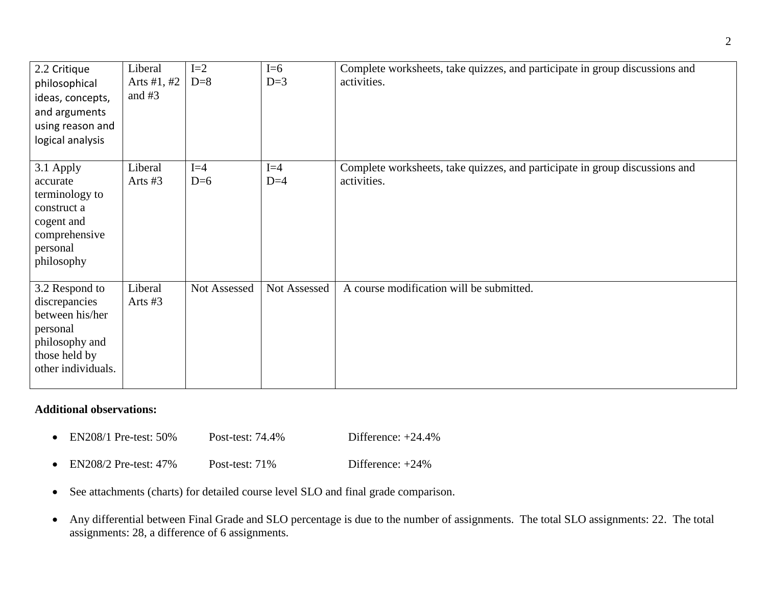| | | | | |
|---|---|---|---|---|
| 2.2 Critique philosophical ideas, concepts, and arguments using reason and logical analysis | Liberal Arts #1, #2 and #3 | I=2<br>D=8 | I=6<br>D=3 | Complete worksheets, take quizzes, and participate in group discussions and activities. |
| 3.1 Apply accurate terminology to construct a cogent and comprehensive personal philosophy | Liberal Arts #3 | I=4<br>D=6 | I=4<br>D=4 | Complete worksheets, take quizzes, and participate in group discussions and activities. |
| 3.2 Respond to discrepancies between his/her personal philosophy and those held by other individuals. | Liberal Arts #3 | Not Assessed | Not Assessed | A course modification will be submitted. |

**Additional observations:**

- EN208/1 Pre-test: 50% Post-test: 74.4% Difference: +24.4%
- EN208/2 Pre-test: 47% Post-test: 71% Difference: +24%
- See attachments (charts) for detailed course level SLO and final grade comparison.
- Any differential between Final Grade and SLO percentage is due to the number of assignments. The total SLO assignments: 22. The total assignments: 28, a difference of 6 assignments.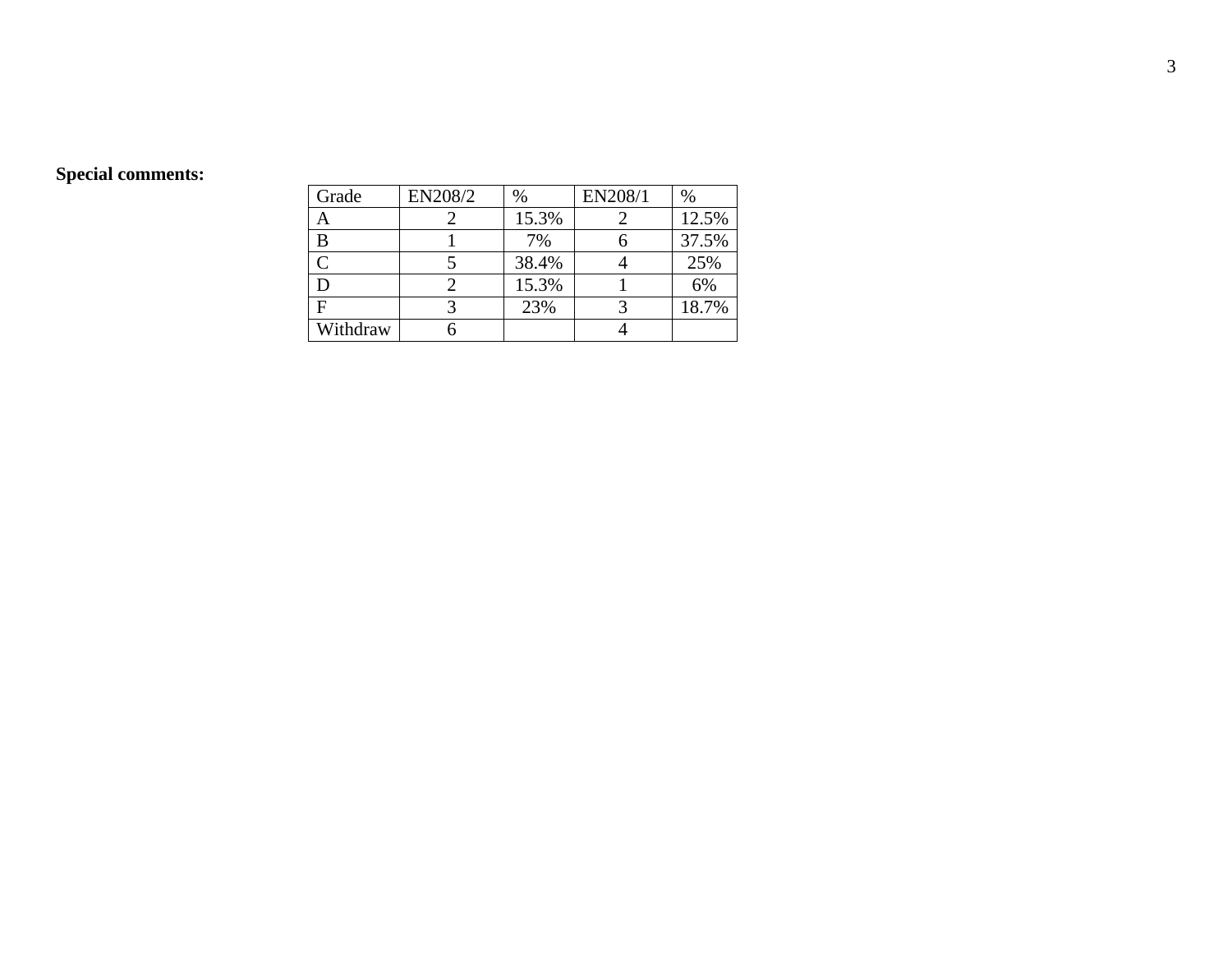**Special comments:**

| Grade | EN208/2 | % | EN208/1 | % |
|---|---|---|---|---|
| A | 2 | 15.3% | 2 | 12.5% |
| B | 1 | 7% | 6 | 37.5% |
| C | 5 | 38.4% | 4 | 25% |
| D | 2 | 15.3% | 1 | 6% |
| F | 3 | 23% | 3 | 18.7% |
| Withdraw | 6 | | 4 | |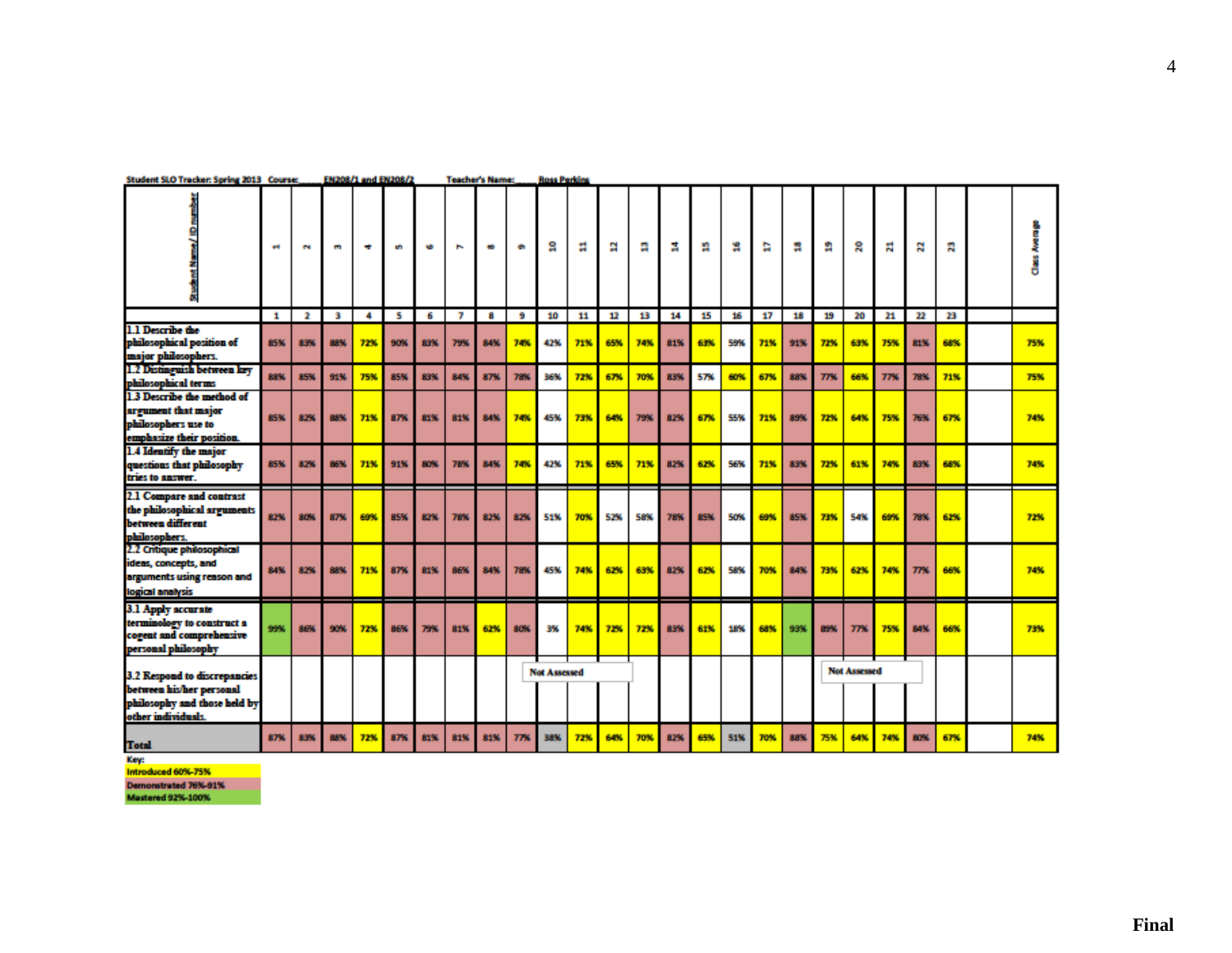Student SLO Tracker: Spring 2013 Course: EN208/1 and EN208/2 Teacher's Name: Ross Perkins

| Student Name/ ID number | 1 | 2 | 3 | 4 | 5 | 6 | 7 | 8 | 9 | 10 | 11 | 12 | 13 | 14 | 15 | 16 | 17 | 18 | 19 | 20 | 21 | 22 | 23 | | Class Average |
|---|---|---|---|---|---|---|---|---|---|---|---|---|---|---|---|---|---|---|---|---|---|---|---|---|---|
| | 1 | 2 | 3 | 4 | 5 | 6 | 7 | 8 | 9 | 10 | 11 | 12 | 13 | 14 | 15 | 16 | 17 | 18 | 19 | 20 | 21 | 22 | 23 | | |
| 1.1 Describe the philosophical position of major philosophers. | 85% | 83% | 88% | 72% | 90% | 83% | 79% | 84% | 74% | 42% | 71% | 65% | 74% | 81% | 63% | 59% | 71% | 91% | 72% | 63% | 75% | 81% | 68% | | 75% |
| 1.2 Distinguish between key philosophical terms | 88% | 85% | 91% | 75% | 85% | 83% | 84% | 87% | 78% | 36% | 72% | 67% | 70% | 83% | 57% | 60% | 67% | 88% | 77% | 66% | 77% | 78% | 71% | | 75% |
| 1.3 Describe the method of argument that major philosophers use to emphasize their position. | 85% | 82% | 88% | 71% | 87% | 81% | 81% | 84% | 74% | 45% | 73% | 64% | 79% | 82% | 67% | 55% | 71% | 89% | 72% | 64% | 75% | 76% | 67% | | 74% |
| 1.4 Identify the major questions that philosophy tries to answer. | 85% | 82% | 86% | 71% | 91% | 80% | 78% | 84% | 74% | 42% | 71% | 65% | 71% | 82% | 62% | 56% | 71% | 83% | 72% | 61% | 74% | 83% | 68% | | 74% |
| 2.1 Compare and contrast the philosophical arguments between different philosophers. | 82% | 80% | 87% | 69% | 85% | 82% | 78% | 82% | 82% | 51% | 70% | 52% | 58% | 78% | 85% | 50% | 69% | 85% | 73% | 54% | 69% | 78% | 62% | | 72% |
| 2.2 Critique philosophical ideas, concepts, and arguments using reason and logical analysis | 84% | 82% | 88% | 71% | 87% | 81% | 86% | 84% | 78% | 45% | 74% | 62% | 63% | 82% | 62% | 58% | 70% | 84% | 73% | 62% | 74% | 77% | 66% | | 74% |
| 3.1 Apply accurate terminology to construct a cogent and comprehensive personal philosophy | 99% | 86% | 90% | 72% | 86% | 79% | 81% | 62% | 80% | 3% | 74% | 72% | 72% | 83% | 61% | 18% | 68% | 93% | 89% | 77% | 75% | 84% | 66% | | 73% |
| 3.2 Respond to discrepancies between his/her personal philosophy and those held by other individuals. | | | | | | | | | | Not Assessed | | | | | | | | | Not Assessed | | | | | | |
| Total | 87% | 83% | 88% | 72% | 87% | 81% | 81% | 81% | 77% | 38% | 72% | 64% | 70% | 82% | 65% | 51% | 70% | 88% | 75% | 64% | 74% | 80% | 67% | | 74% |

Key:
- Introduced 60%-75%
- Demonstrated 76%-91%
- Mastered 92%-100%

**Final**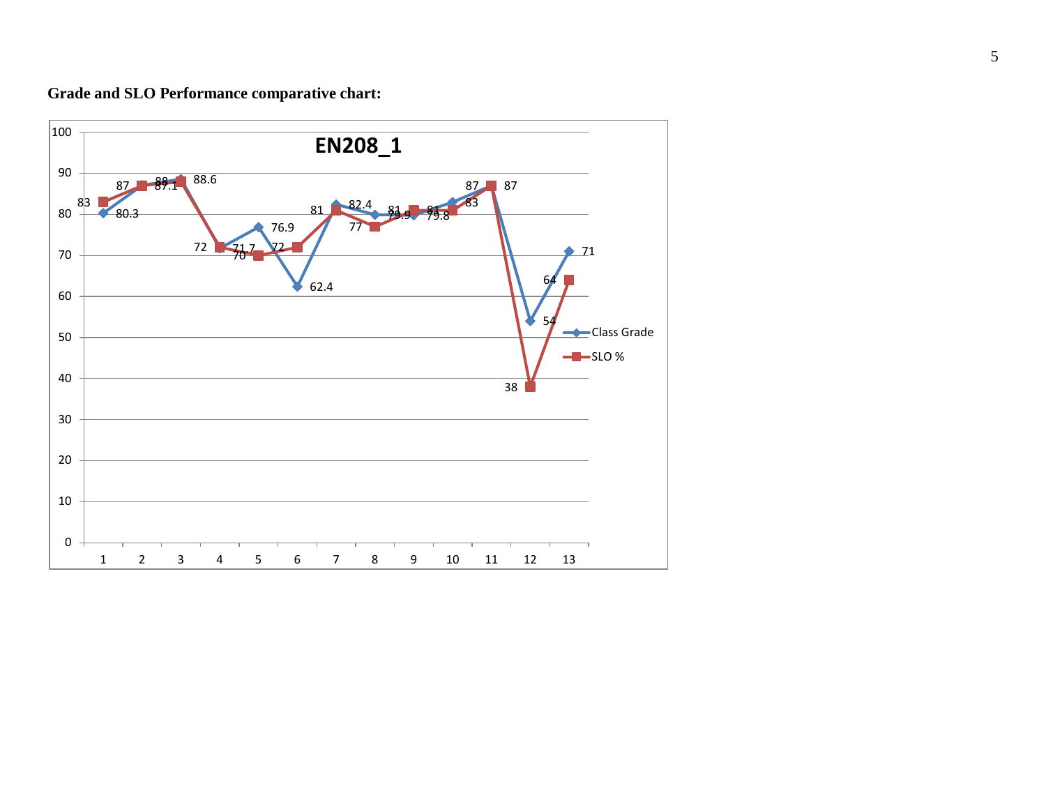**Grade and SLO Performance comparative chart:**

**EN208_1**

| | 1 | 2 | 3 | 4 | 5 | 6 | 7 | 8 | 9 | 10 | 11 | 12 | 13 |
|---|---|---|---|---|---|---|---|---|---|---|---|---|---|
| Class Grade | 80.3 | 87.1 | 88.6 | 71.7 | 76.9 | 62.4 | 82.4 | 79.9 | 79.8 | 83 | 87 | 54 | 71 |
| SLO % | 83 | 87 | 88 | 72 | 70 | 72 | 81 | 77 | 81 | 81 | 87 | 38 | 64 |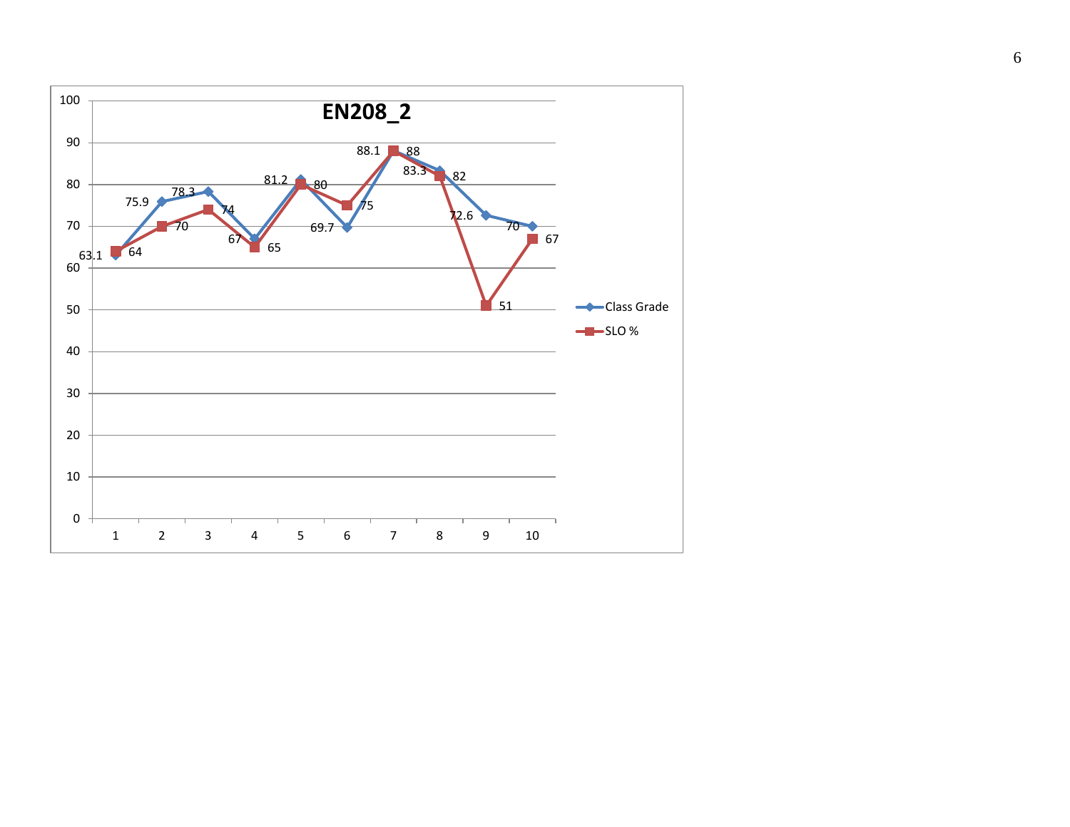**EN208_2**

| | 1 | 2 | 3 | 4 | 5 | 6 | 7 | 8 | 9 | 10 |
|---|---|---|---|---|---|---|---|---|---|---|
| Class Grade | 63.1 | 75.9 | 78.3 | 67 | 81.2 | 69.7 | 88.1 | 83.3 | 72.6 | 70 |
| SLO % | 64 | 70 | 74 | 65 | 80 | 75 | 88 | 82 | 51 | 67 |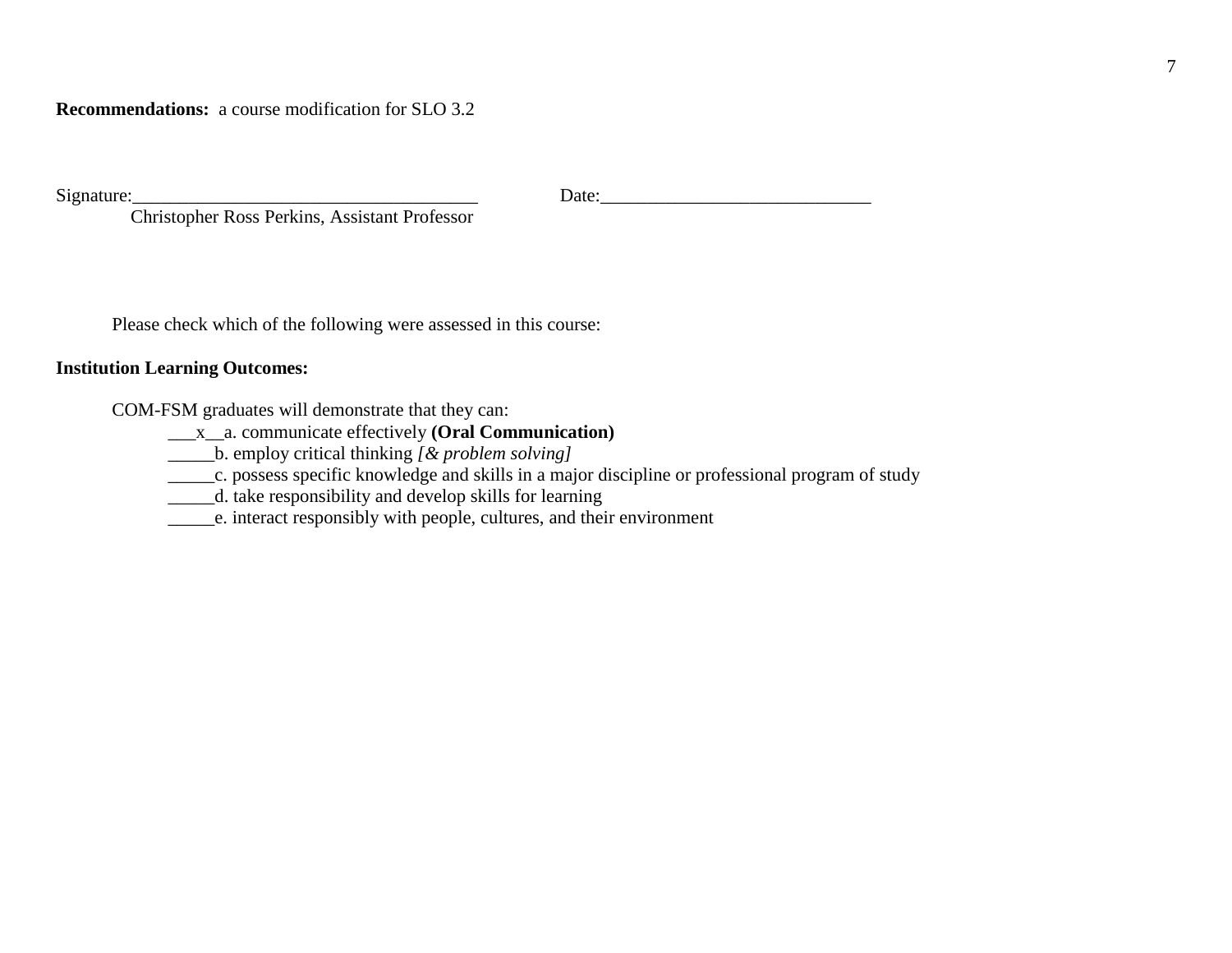**Recommendations:** a course modification for SLO 3.2

Signature:____________________________________ Date:____________________________

Christopher Ross Perkins, Assistant Professor

Please check which of the following were assessed in this course:

**Institution Learning Outcomes:**

COM-FSM graduates will demonstrate that they can:

___x__a. communicate effectively **(Oral Communication)**

_____b. employ critical thinking *[& problem solving]*

_____c. possess specific knowledge and skills in a major discipline or professional program of study

_____d. take responsibility and develop skills for learning

_____e. interact responsibly with people, cultures, and their environment